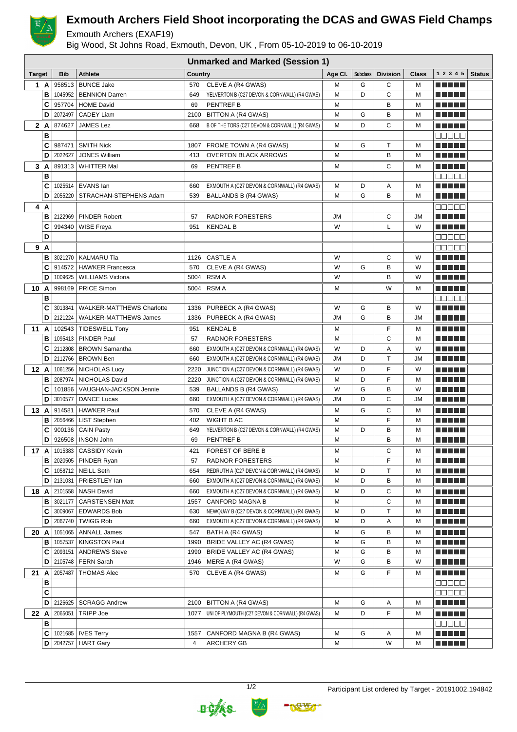# Exmouth Archers Field Shoot incorporating the DCAS and GWAS Field Champs

Exmouth Archers (EXAF19)

Big Wood, St Johns Road, Exmouth, Devon, UK , From 05-10-2019 to 06-10-2019

| Unmarked and Marked (Session 1) | | | | | | | | | | | | |
|---|---|---|---|---|---|---|---|---|---|---|---|---|
| **Target** | | **Bib** | **Athlete** | **Country** | | **Age Cl.** | **Subclass** | **Division** | **Class** | **1 2 3 4 5** | **Status** |
| 1 | A | 958513 | BUNCE Jake | 570 | CLEVE A (R4 GWAS) | M | G | C | M | | |
| | B | 1045952 | BENNION Darren | 649 | YELVERTON B (C27 DEVON & CORNWALL) (R4 GWAS) | M | D | C | M | | |
| | C | 957704 | HOME David | 69 | PENTREF B | M | | B | M | | |
| | D | 2072497 | CADEY Liam | 2100 | BITTON A (R4 GWAS) | M | G | B | M | | |
| 2 | A | 874627 | JAMES Lez | 668 | B OF THE TORS (C27 DEVON & CORNWALL) (R4 GWAS) | M | D | C | M | | |
| | B | | | | | | | | | | |
| | C | 987471 | SMITH Nick | 1807 | FROME TOWN A (R4 GWAS) | M | G | T | M | | |
| | D | 2022627 | JONES William | 413 | OVERTON BLACK ARROWS | M | | B | M | | |
| 3 | A | 891313 | WHITTER Mal | 69 | PENTREF B | M | | C | M | | |
| | B | | | | | | | | | | |
| | C | 1025514 | EVANS Ian | 660 | EXMOUTH A (C27 DEVON & CORNWALL) (R4 GWAS) | M | D | A | M | | |
| | D | 2055220 | STRACHAN-STEPHENS Adam | 539 | BALLANDS B (R4 GWAS) | M | G | B | M | | |
| 4 | A | | | | | | | | | | |
| | B | 2122969 | PINDER Robert | 57 | RADNOR FORESTERS | JM | | C | JM | | |
| | C | 994340 | WISE Freya | 951 | KENDAL B | W | | L | W | | |
| | D | | | | | | | | | | |
| 9 | A | | | | | | | | | | |
| | B | 3021270 | KALMARU Tia | 1126 | CASTLE A | W | | C | W | | |
| | C | 914572 | HAWKER Francesca | 570 | CLEVE A (R4 GWAS) | W | G | B | W | | |
| | D | 1009625 | WILLIAMS Victoria | 5004 | RSM A | W | | B | W | | |
| 10 | A | 998169 | PRICE Simon | 5004 | RSM A | M | | W | M | | |
| | B | | | | | | | | | | |
| | C | 3013841 | WALKER-MATTHEWS Charlotte | 1336 | PURBECK A (R4 GWAS) | W | G | B | W | | |
| | D | 2121224 | WALKER-MATTHEWS James | 1336 | PURBECK A (R4 GWAS) | JM | G | B | JM | | |
| 11 | A | 102543 | TIDESWELL Tony | 951 | KENDAL B | M | | F | M | | |
| | B | 1095413 | PINDER Paul | 57 | RADNOR FORESTERS | M | | C | M | | |
| | C | 2112808 | BROWN Samantha | 660 | EXMOUTH A (C27 DEVON & CORNWALL) (R4 GWAS) | W | D | A | W | | |
| | D | 2112766 | BROWN Ben | 660 | EXMOUTH A (C27 DEVON & CORNWALL) (R4 GWAS) | JM | D | T | JM | | |
| 12 | A | 1061256 | NICHOLAS Lucy | 2220 | JUNCTION A (C27 DEVON & CORNWALL) (R4 GWAS) | W | D | F | W | | |
| | B | 2087974 | NICHOLAS David | 2220 | JUNCTION A (C27 DEVON & CORNWALL) (R4 GWAS) | M | D | F | M | | |
| | C | 101856 | VAUGHAN-JACKSON Jennie | 539 | BALLANDS B (R4 GWAS) | W | G | B | W | | |
| | D | 3010577 | DANCE Lucas | 660 | EXMOUTH A (C27 DEVON & CORNWALL) (R4 GWAS) | JM | D | C | JM | | |
| 13 | A | 914581 | HAWKER Paul | 570 | CLEVE A (R4 GWAS) | M | G | C | M | | |
| | B | 2056466 | LIST Stephen | 402 | WIGHT B AC | M | | F | M | | |
| | C | 900136 | CAIN Pasty | 649 | YELVERTON B (C27 DEVON & CORNWALL) (R4 GWAS) | M | D | B | M | | |
| | D | 926508 | INSON John | 69 | PENTREF B | M | | B | M | | |
| 17 | A | 1015383 | CASSIDY Kevin | 421 | FOREST OF BERE B | M | | C | M | | |
| | B | 2020505 | PINDER Ryan | 57 | RADNOR FORESTERS | M | | F | M | | |
| | C | 1058712 | NEILL Seth | 654 | REDRUTH A (C27 DEVON & CORNWALL) (R4 GWAS) | M | D | T | M | | |
| | D | 2131031 | PRIESTLEY Ian | 660 | EXMOUTH A (C27 DEVON & CORNWALL) (R4 GWAS) | M | D | B | M | | |
| 18 | A | 2101558 | NASH David | 660 | EXMOUTH A (C27 DEVON & CORNWALL) (R4 GWAS) | M | D | C | M | | |
| | B | 3021177 | CARSTENSEN Matt | 1557 | CANFORD MAGNA B | M | | C | M | | |
| | C | 3009067 | EDWARDS Bob | 630 | NEWQUAY B (C27 DEVON & CORNWALL) (R4 GWAS) | M | D | T | M | | |
| | D | 2067740 | TWIGG Rob | 660 | EXMOUTH A (C27 DEVON & CORNWALL) (R4 GWAS) | M | D | A | M | | |
| 20 | A | 1051065 | ANNALL James | 547 | BATH A (R4 GWAS) | M | G | B | M | | |
| | B | 1057537 | KINGSTON Paul | 1990 | BRIDE VALLEY AC (R4 GWAS) | M | G | B | M | | |
| | C | 2093151 | ANDREWS Steve | 1990 | BRIDE VALLEY AC (R4 GWAS) | M | G | B | M | | |
| | D | 2105748 | FERN Sarah | 1946 | MERE A (R4 GWAS) | W | G | B | W | | |
| 21 | A | 2057487 | THOMAS Alec | 570 | CLEVE A (R4 GWAS) | M | G | F | M | | |
| | B | | | | | | | | | | |
| | C | | | | | | | | | | |
| | D | 2126625 | SCRAGG Andrew | 2100 | BITTON A (R4 GWAS) | M | G | A | M | | |
| 22 | A | 2065051 | TRIPP Joe | 1077 | UNI OF PLYMOUTH (C27 DEVON & CORNWALL) (R4 GWAS) | M | D | F | M | | |
| | B | | | | | | | | | | |
| | C | 1021685 | IVES Terry | 1557 | CANFORD MAGNA B (R4 GWAS) | M | G | A | M | | |
| | D | 2042757 | HART Gary | 4 | ARCHERY GB | M | | W | M | | |

Participant List ordered by Target - 20191002.194842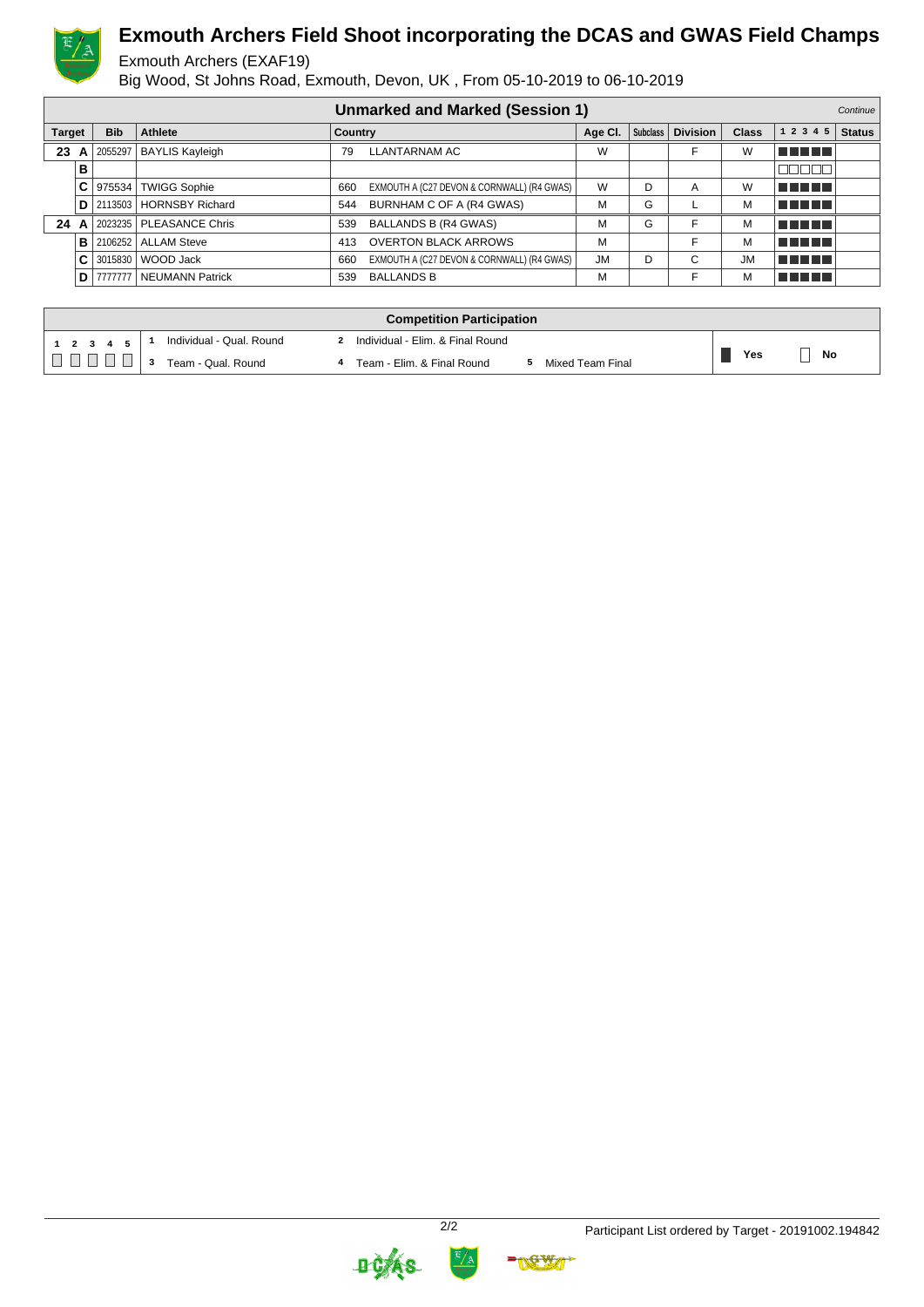# Exmouth Archers Field Shoot incorporating the DCAS and GWAS Field Champs

Exmouth Archers (EXAF19)

Big Wood, St Johns Road, Exmouth, Devon, UK , From 05-10-2019 to 06-10-2019

## Unmarked and Marked (Session 1)

*Continue*

| Target | | Bib | Athlete | Country | | Age Cl. | Subclass | Division | Class | 1 2 3 4 5 | Status |
|---|---|---|---|---|---|---|---|---|---|---|---|
| 23 | A | 2055297 | BAYLIS Kayleigh | 79 | LLANTARNAM AC | W | | F | W | ■■■■■ | |
| | B | | | | | | | | | □□□□□ | |
| | C | 975534 | TWIGG Sophie | 660 | EXMOUTH A (C27 DEVON & CORNWALL) (R4 GWAS) | W | D | A | W | ■■■■■ | |
| | D | 2113503 | HORNSBY Richard | 544 | BURNHAM C OF A (R4 GWAS) | M | G | L | M | ■■■■■ | |
| 24 | A | 2023235 | PLEASANCE Chris | 539 | BALLANDS B (R4 GWAS) | M | G | F | M | ■■■■■ | |
| | B | 2106252 | ALLAM Steve | 413 | OVERTON BLACK ARROWS | M | | F | M | ■■■■■ | |
| | C | 3015830 | WOOD Jack | 660 | EXMOUTH A (C27 DEVON & CORNWALL) (R4 GWAS) | JM | D | C | JM | ■■■■■ | |
| | D | 7777777 | NEUMANN Patrick | 539 | BALLANDS B | M | | F | M | ■■■■■ | |

## Competition Participation

| 1 2 3 4 5 | | | |
|---|---|---|---|
| □□□□□ | 1 Individual - Qual. Round<br>3 Team - Qual. Round | 2 Individual - Elim. & Final Round<br>4 Team - Elim. & Final Round &nbsp; 5 Mixed Team Final | ■ Yes &nbsp; □ No |

Participant List ordered by Target - 20191002.194842